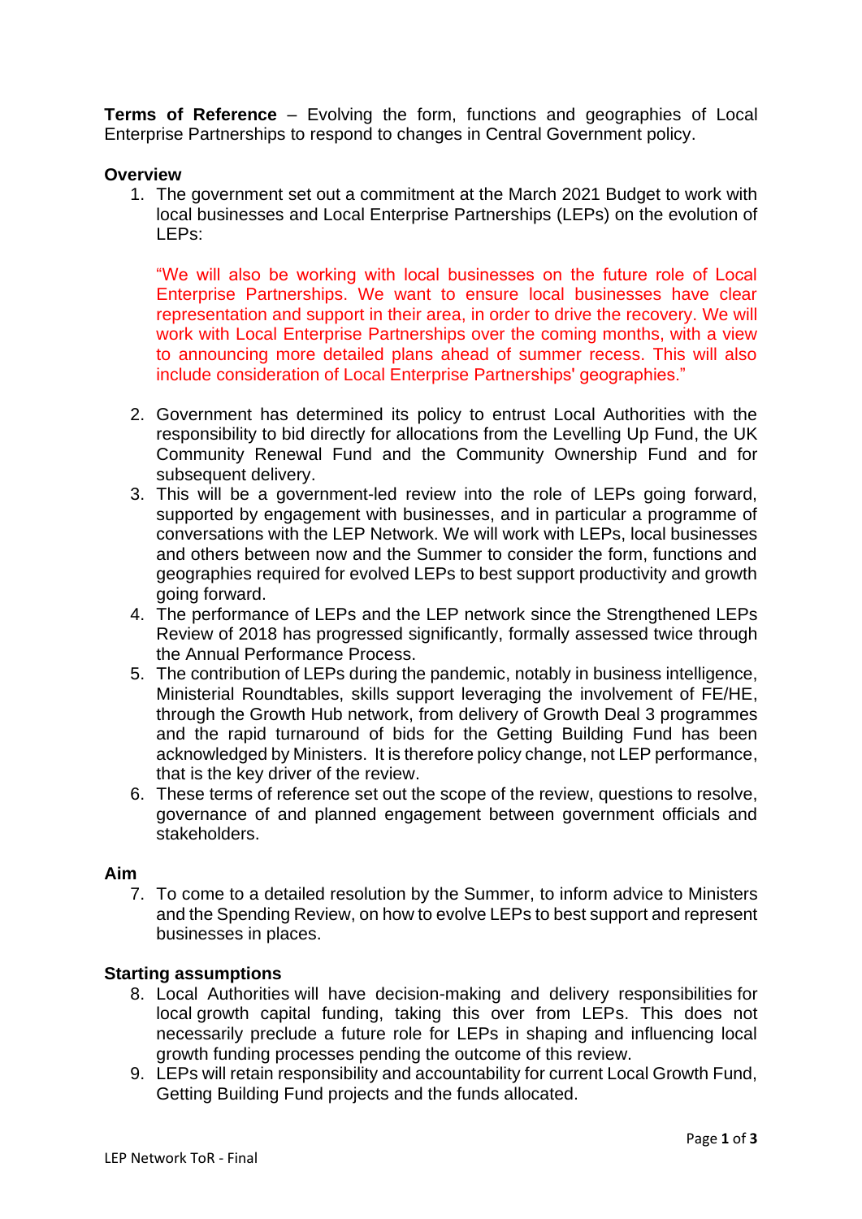**Terms of Reference** – Evolving the form, functions and geographies of Local Enterprise Partnerships to respond to changes in Central Government policy.

**Overview**

1. The government set out a commitment at the March 2021 Budget to work with local businesses and Local Enterprise Partnerships (LEPs) on the evolution of LEPs:

   "We will also be working with local businesses on the future role of Local Enterprise Partnerships. We want to ensure local businesses have clear representation and support in their area, in order to drive the recovery. We will work with Local Enterprise Partnerships over the coming months, with a view to announcing more detailed plans ahead of summer recess. This will also include consideration of Local Enterprise Partnerships' geographies."

2. Government has determined its policy to entrust Local Authorities with the responsibility to bid directly for allocations from the Levelling Up Fund, the UK Community Renewal Fund and the Community Ownership Fund and for subsequent delivery.
3. This will be a government-led review into the role of LEPs going forward, supported by engagement with businesses, and in particular a programme of conversations with the LEP Network. We will work with LEPs, local businesses and others between now and the Summer to consider the form, functions and geographies required for evolved LEPs to best support productivity and growth going forward.
4. The performance of LEPs and the LEP network since the Strengthened LEPs Review of 2018 has progressed significantly, formally assessed twice through the Annual Performance Process.
5. The contribution of LEPs during the pandemic, notably in business intelligence, Ministerial Roundtables, skills support leveraging the involvement of FE/HE, through the Growth Hub network, from delivery of Growth Deal 3 programmes and the rapid turnaround of bids for the Getting Building Fund has been acknowledged by Ministers. It is therefore policy change, not LEP performance, that is the key driver of the review.
6. These terms of reference set out the scope of the review, questions to resolve, governance of and planned engagement between government officials and stakeholders.

**Aim**

7. To come to a detailed resolution by the Summer, to inform advice to Ministers and the Spending Review, on how to evolve LEPs to best support and represent businesses in places.

**Starting assumptions**

8. Local Authorities will have decision-making and delivery responsibilities for local growth capital funding, taking this over from LEPs. This does not necessarily preclude a future role for LEPs in shaping and influencing local growth funding processes pending the outcome of this review.
9. LEPs will retain responsibility and accountability for current Local Growth Fund, Getting Building Fund projects and the funds allocated.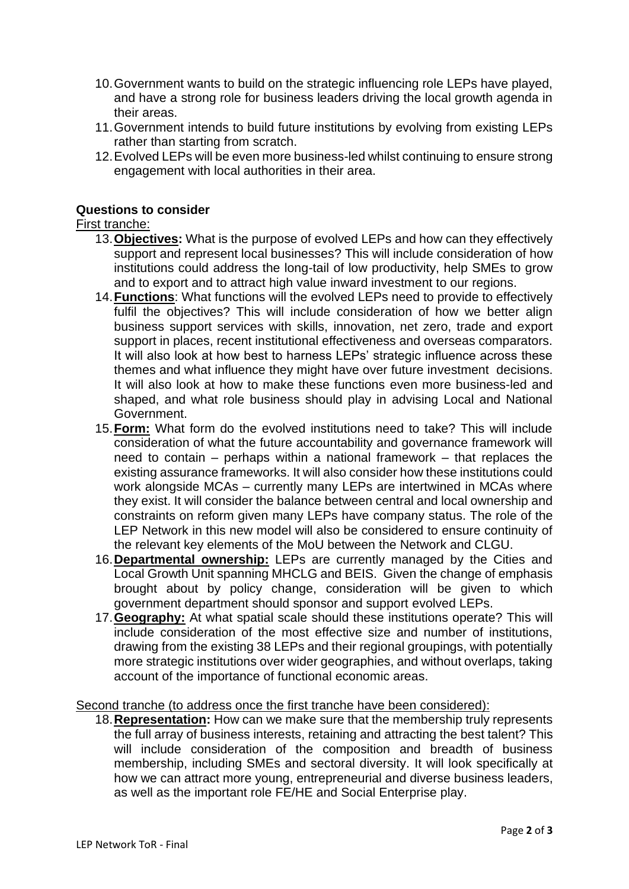10. Government wants to build on the strategic influencing role LEPs have played, and have a strong role for business leaders driving the local growth agenda in their areas.
11. Government intends to build future institutions by evolving from existing LEPs rather than starting from scratch.
12. Evolved LEPs will be even more business-led whilst continuing to ensure strong engagement with local authorities in their area.

**Questions to consider**

First tranche:

13. **Objectives:** What is the purpose of evolved LEPs and how can they effectively support and represent local businesses? This will include consideration of how institutions could address the long-tail of low productivity, help SMEs to grow and to export and to attract high value inward investment to our regions.
14. **Functions**: What functions will the evolved LEPs need to provide to effectively fulfil the objectives? This will include consideration of how we better align business support services with skills, innovation, net zero, trade and export support in places, recent institutional effectiveness and overseas comparators. It will also look at how best to harness LEPs' strategic influence across these themes and what influence they might have over future investment decisions. It will also look at how to make these functions even more business-led and shaped, and what role business should play in advising Local and National Government.
15. **Form:** What form do the evolved institutions need to take? This will include consideration of what the future accountability and governance framework will need to contain – perhaps within a national framework – that replaces the existing assurance frameworks. It will also consider how these institutions could work alongside MCAs – currently many LEPs are intertwined in MCAs where they exist. It will consider the balance between central and local ownership and constraints on reform given many LEPs have company status. The role of the LEP Network in this new model will also be considered to ensure continuity of the relevant key elements of the MoU between the Network and CLGU.
16. **Departmental ownership:** LEPs are currently managed by the Cities and Local Growth Unit spanning MHCLG and BEIS. Given the change of emphasis brought about by policy change, consideration will be given to which government department should sponsor and support evolved LEPs.
17. **Geography:** At what spatial scale should these institutions operate? This will include consideration of the most effective size and number of institutions, drawing from the existing 38 LEPs and their regional groupings, with potentially more strategic institutions over wider geographies, and without overlaps, taking account of the importance of functional economic areas.

Second tranche (to address once the first tranche have been considered):

18. **Representation:** How can we make sure that the membership truly represents the full array of business interests, retaining and attracting the best talent? This will include consideration of the composition and breadth of business membership, including SMEs and sectoral diversity. It will look specifically at how we can attract more young, entrepreneurial and diverse business leaders, as well as the important role FE/HE and Social Enterprise play.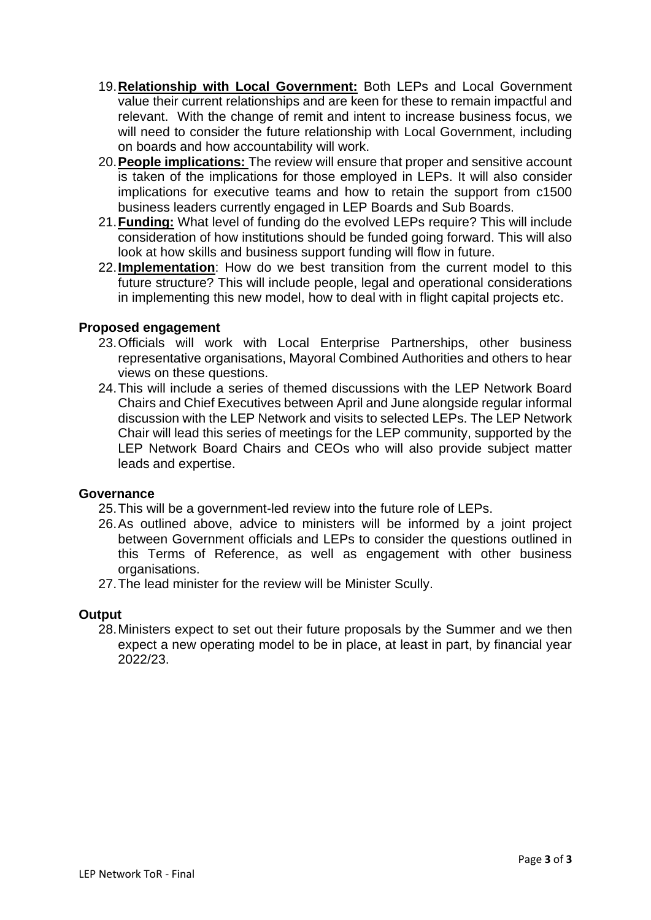19. **Relationship with Local Government:** Both LEPs and Local Government value their current relationships and are keen for these to remain impactful and relevant. With the change of remit and intent to increase business focus, we will need to consider the future relationship with Local Government, including on boards and how accountability will work.
20. **People implications:** The review will ensure that proper and sensitive account is taken of the implications for those employed in LEPs. It will also consider implications for executive teams and how to retain the support from c1500 business leaders currently engaged in LEP Boards and Sub Boards.
21. **Funding:** What level of funding do the evolved LEPs require? This will include consideration of how institutions should be funded going forward. This will also look at how skills and business support funding will flow in future.
22. **Implementation**: How do we best transition from the current model to this future structure? This will include people, legal and operational considerations in implementing this new model, how to deal with in flight capital projects etc.

### Proposed engagement

23. Officials will work with Local Enterprise Partnerships, other business representative organisations, Mayoral Combined Authorities and others to hear views on these questions.
24. This will include a series of themed discussions with the LEP Network Board Chairs and Chief Executives between April and June alongside regular informal discussion with the LEP Network and visits to selected LEPs. The LEP Network Chair will lead this series of meetings for the LEP community, supported by the LEP Network Board Chairs and CEOs who will also provide subject matter leads and expertise.

### Governance

25. This will be a government-led review into the future role of LEPs.
26. As outlined above, advice to ministers will be informed by a joint project between Government officials and LEPs to consider the questions outlined in this Terms of Reference, as well as engagement with other business organisations.
27. The lead minister for the review will be Minister Scully.

### Output

28. Ministers expect to set out their future proposals by the Summer and we then expect a new operating model to be in place, at least in part, by financial year 2022/23.